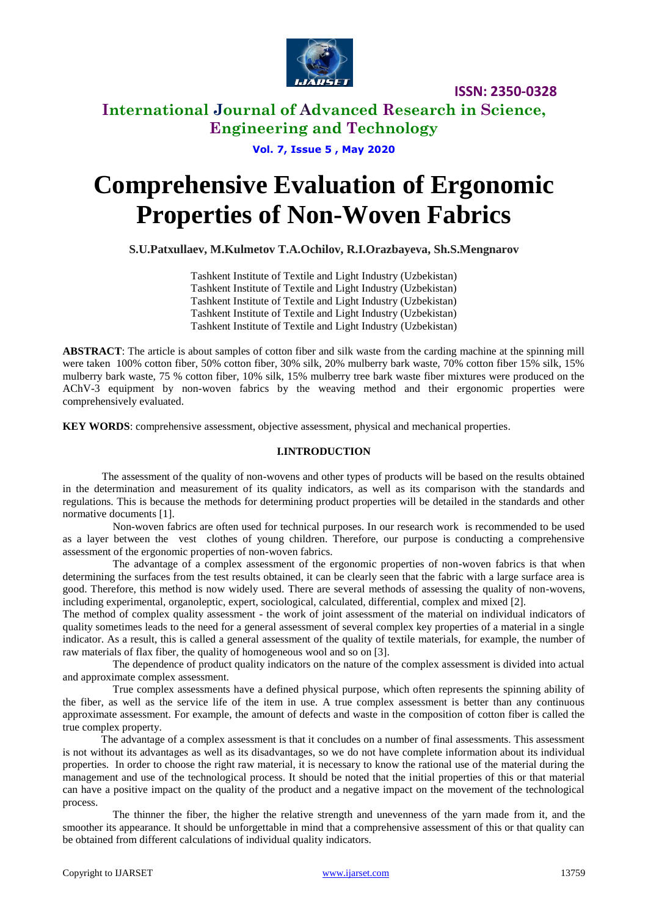# International Journal of Advanced Research in Science, Engineering and Technology

**ISSN: 2350-0328**

**Vol. 7, Issue 5 , May 2020**

# Comprehensive Evaluation of Ergonomic Properties of Non-Woven Fabrics

**S.U.Patxullaev, M.Kulmetov T.A.Ochilov, R.I.Orazbayeva, Sh.S.Mengnarov**

Tashkent Institute of Textile and Light Industry (Uzbekistan)
Tashkent Institute of Textile and Light Industry (Uzbekistan)
Tashkent Institute of Textile and Light Industry (Uzbekistan)
Tashkent Institute of Textile and Light Industry (Uzbekistan)
Tashkent Institute of Textile and Light Industry (Uzbekistan)

**ABSTRACT**: The article is about samples of cotton fiber and silk waste from the carding machine at the spinning mill were taken 100% cotton fiber, 50% cotton fiber, 30% silk, 20% mulberry bark waste, 70% cotton fiber 15% silk, 15% mulberry bark waste, 75 % cotton fiber, 10% silk, 15% mulberry tree bark waste fiber mixtures were produced on the AChV-3 equipment by non-woven fabrics by the weaving method and their ergonomic properties were comprehensively evaluated.

**KEY WORDS**: comprehensive assessment, objective assessment, physical and mechanical properties.

## I.INTRODUCTION

The assessment of the quality of non-wovens and other types of products will be based on the results obtained in the determination and measurement of its quality indicators, as well as its comparison with the standards and regulations. This is because the methods for determining product properties will be detailed in the standards and other normative documents [1].

Non-woven fabrics are often used for technical purposes. In our research work is recommended to be used as a layer between the vest clothes of young children. Therefore, our purpose is conducting a comprehensive assessment of the ergonomic properties of non-woven fabrics.

The advantage of a complex assessment of the ergonomic properties of non-woven fabrics is that when determining the surfaces from the test results obtained, it can be clearly seen that the fabric with a large surface area is good. Therefore, this method is now widely used. There are several methods of assessing the quality of non-wovens, including experimental, organoleptic, expert, sociological, calculated, differential, complex and mixed [2].

The method of complex quality assessment - the work of joint assessment of the material on individual indicators of quality sometimes leads to the need for a general assessment of several complex key properties of a material in a single indicator. As a result, this is called a general assessment of the quality of textile materials, for example, the number of raw materials of flax fiber, the quality of homogeneous wool and so on [3].

The dependence of product quality indicators on the nature of the complex assessment is divided into actual and approximate complex assessment.

True complex assessments have a defined physical purpose, which often represents the spinning ability of the fiber, as well as the service life of the item in use. A true complex assessment is better than any continuous approximate assessment. For example, the amount of defects and waste in the composition of cotton fiber is called the true complex property.

The advantage of a complex assessment is that it concludes on a number of final assessments. This assessment is not without its advantages as well as its disadvantages, so we do not have complete information about its individual properties. In order to choose the right raw material, it is necessary to know the rational use of the material during the management and use of the technological process. It should be noted that the initial properties of this or that material can have a positive impact on the quality of the product and a negative impact on the movement of the technological process.

The thinner the fiber, the higher the relative strength and unevenness of the yarn made from it, and the smoother its appearance. It should be unforgettable in mind that a comprehensive assessment of this or that quality can be obtained from different calculations of individual quality indicators.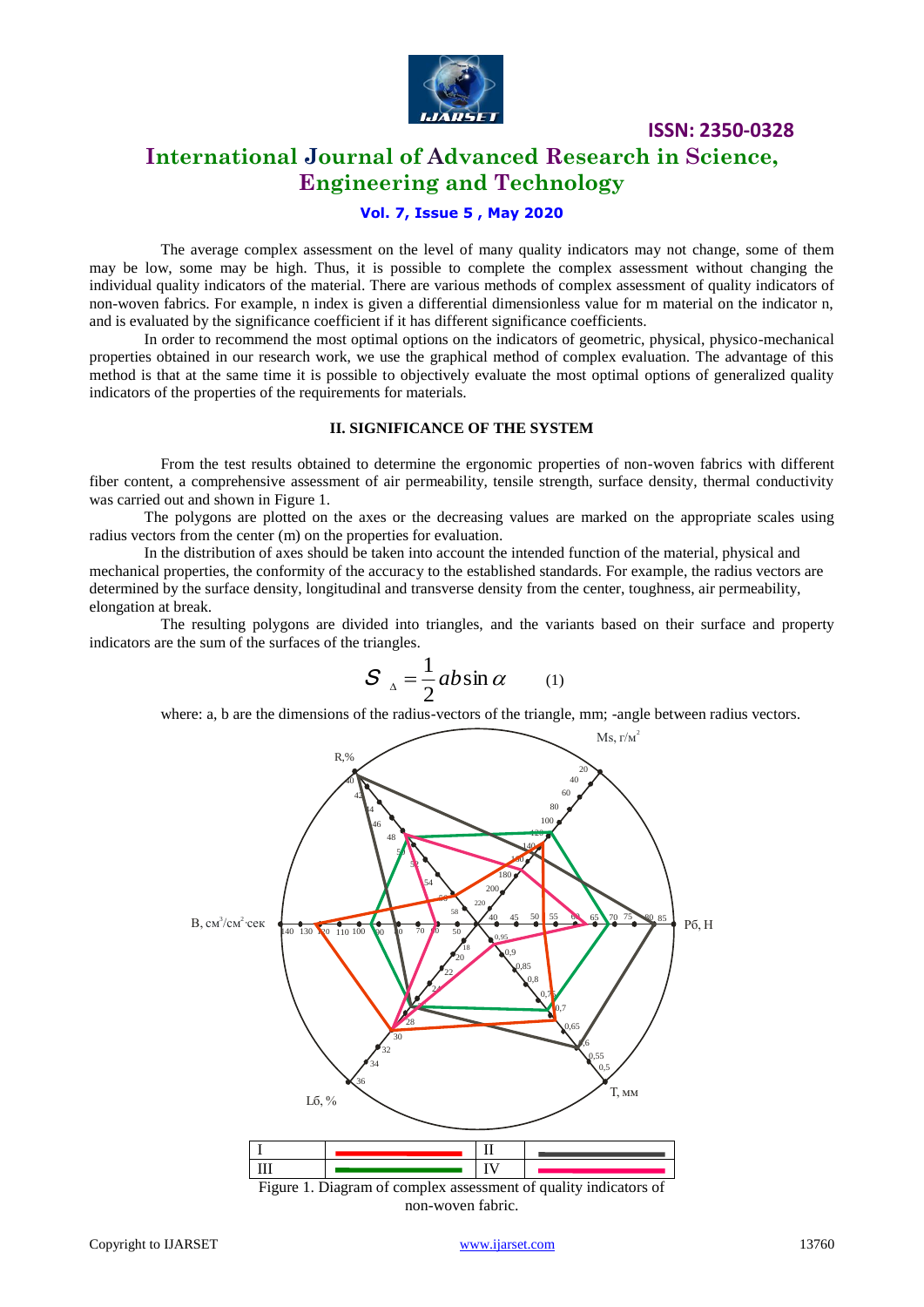The average complex assessment on the level of many quality indicators may not change, some of them may be low, some may be high. Thus, it is possible to complete the complex assessment without changing the individual quality indicators of the material. There are various methods of complex assessment of quality indicators of non-woven fabrics. For example, n index is given a differential dimensionless value for m material on the indicator n, and is evaluated by the significance coefficient if it has different significance coefficients.

In order to recommend the most optimal options on the indicators of geometric, physical, physico-mechanical properties obtained in our research work, we use the graphical method of complex evaluation. The advantage of this method is that at the same time it is possible to objectively evaluate the most optimal options of generalized quality indicators of the properties of the requirements for materials.

## II. SIGNIFICANCE OF THE SYSTEM

From the test results obtained to determine the ergonomic properties of non-woven fabrics with different fiber content, a comprehensive assessment of air permeability, tensile strength, surface density, thermal conductivity was carried out and shown in Figure 1.

The polygons are plotted on the axes or the decreasing values are marked on the appropriate scales using radius vectors from the center (m) on the properties for evaluation.

In the distribution of axes should be taken into account the intended function of the material, physical and mechanical properties, the conformity of the accuracy to the established standards. For example, the radius vectors are determined by the surface density, longitudinal and transverse density from the center, toughness, air permeability, elongation at break.

The resulting polygons are divided into triangles, and the variants based on their surface and property indicators are the sum of the surfaces of the triangles.

$$S_{\Delta} = \frac{1}{2} ab \sin \alpha \qquad (1)$$

where: a, b are the dimensions of the radius-vectors of the triangle, mm; -angle between radius vectors.

| I | red line | II | dark grey line |
|---|---|---|---|
| III | green line | IV | pink line |

Figure 1. Diagram of complex assessment of quality indicators of non-woven fabric.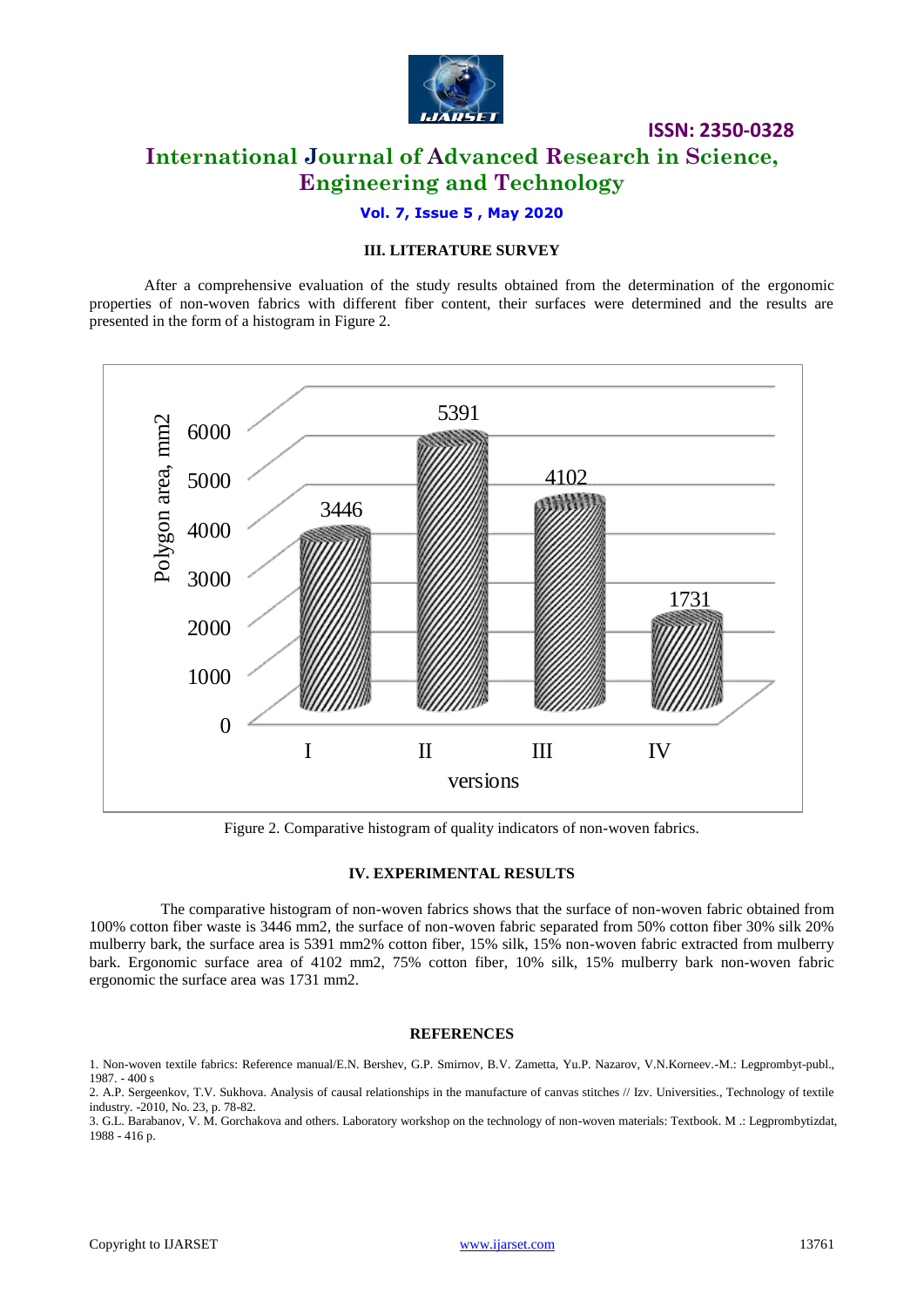## III. LITERATURE SURVEY

After a comprehensive evaluation of the study results obtained from the determination of the ergonomic properties of non-woven fabrics with different fiber content, their surfaces were determined and the results are presented in the form of a histogram in Figure 2.

Polygon area, mm2

6000
5000
4000
3000
2000
1000
0

5391
4102
3446
1731

I
II
III
IV

versions

Figure 2. Comparative histogram of quality indicators of non-woven fabrics.

## IV. EXPERIMENTAL RESULTS

The comparative histogram of non-woven fabrics shows that the surface of non-woven fabric obtained from 100% cotton fiber waste is 3446 mm2, the surface of non-woven fabric separated from 50% cotton fiber 30% silk 20% mulberry bark, the surface area is 5391 mm2% cotton fiber, 15% silk, 15% non-woven fabric extracted from mulberry bark. Ergonomic surface area of 4102 mm2, 75% cotton fiber, 10% silk, 15% mulberry bark non-woven fabric ergonomic the surface area was 1731 mm2.

## REFERENCES

1. Non-woven textile fabrics: Reference manual/E.N. Bershev, G.P. Smirnov, B.V. Zametta, Yu.P. Nazarov, V.N.Korneev.-M.: Legprombyt-publ., 1987. - 400 s
2. A.P. Sergeenkov, T.V. Sukhova. Analysis of causal relationships in the manufacture of canvas stitches // Izv. Universities., Technology of textile industry. -2010, No. 23, p. 78-82.
3. G.L. Barabanov, V. M. Gorchakova and others. Laboratory workshop on the technology of non-woven materials: Textbook. M .: Legprombytizdat, 1988 - 416 p.